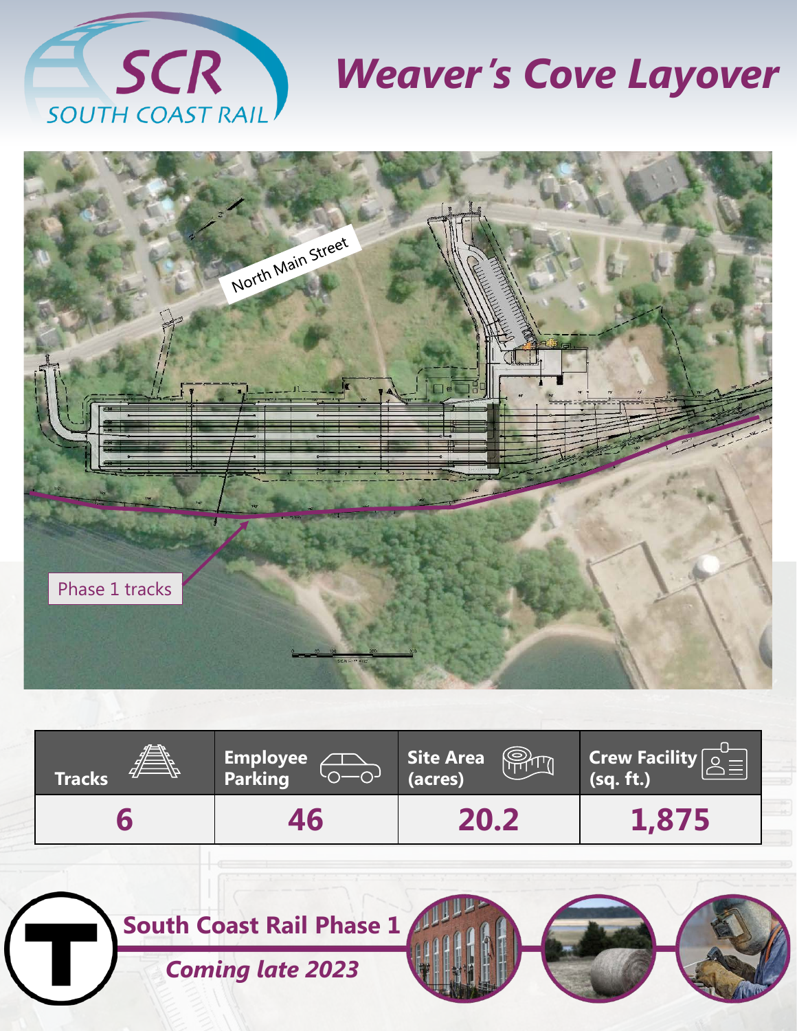SCR SOUTH COAST RAIL

# Weaver's Cove Layover

North Main Street

Phase 1 tracks

| Tracks | Employee Parking | Site Area (acres) | Crew Facility (sq. ft.) |
|---|---|---|---|
| 6 | 46 | 20.2 | 1,875 |

**South Coast Rail Phase 1**

***Coming late 2023***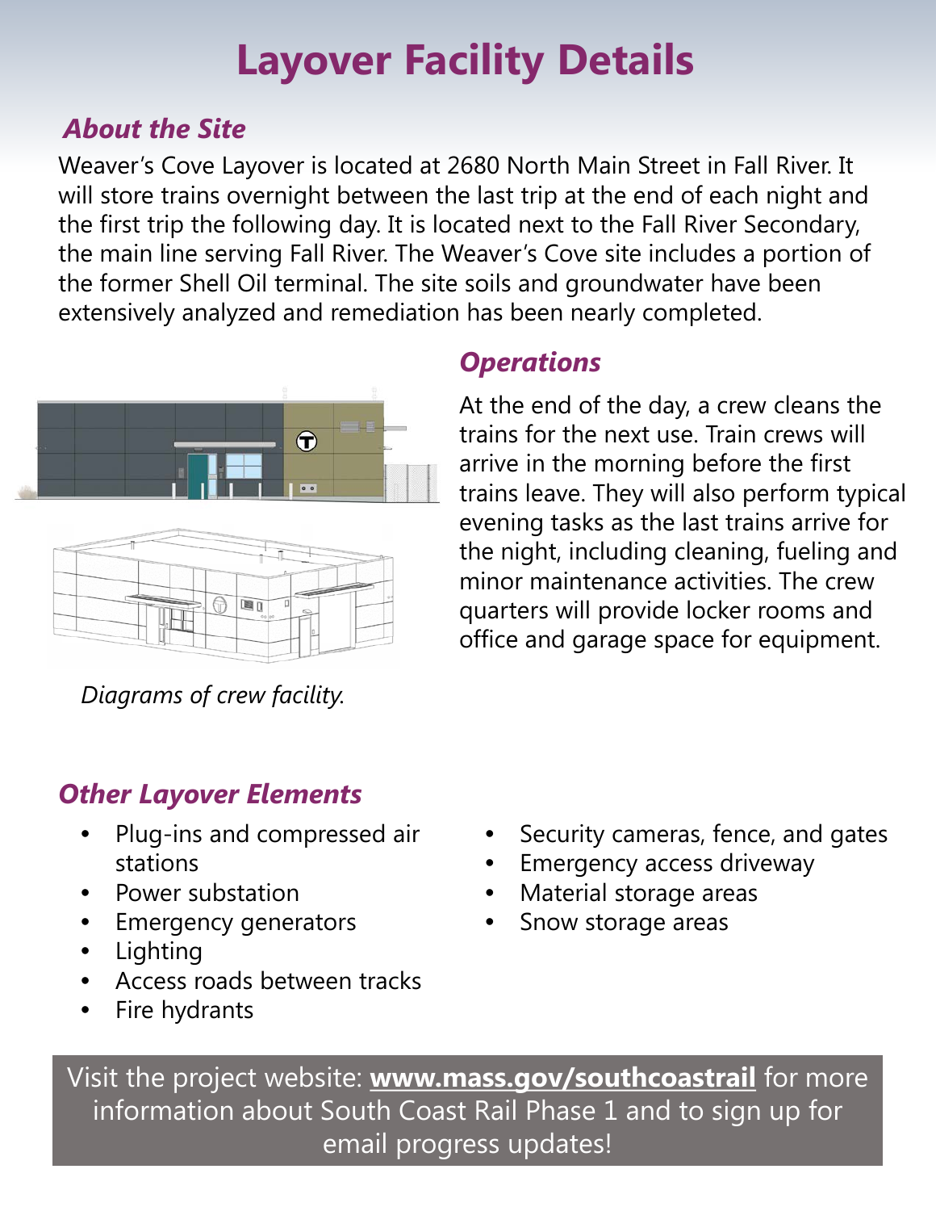# Layover Facility Details

## *About the Site*

Weaver's Cove Layover is located at 2680 North Main Street in Fall River. It will store trains overnight between the last trip at the end of each night and the first trip the following day. It is located next to the Fall River Secondary, the main line serving Fall River. The Weaver's Cove site includes a portion of the former Shell Oil terminal. The site soils and groundwater have been extensively analyzed and remediation has been nearly completed.

*Diagrams of crew facility.*

## *Operations*

At the end of the day, a crew cleans the trains for the next use. Train crews will arrive in the morning before the first trains leave. They will also perform typical evening tasks as the last trains arrive for the night, including cleaning, fueling and minor maintenance activities. The crew quarters will provide locker rooms and office and garage space for equipment.

## *Other Layover Elements*

- Plug-ins and compressed air stations
- Power substation
- Emergency generators
- Lighting
- Access roads between tracks
- Fire hydrants
- Security cameras, fence, and gates
- Emergency access driveway
- Material storage areas
- Snow storage areas

Visit the project website: **www.mass.gov/southcoastrail** for more information about South Coast Rail Phase 1 and to sign up for email progress updates!